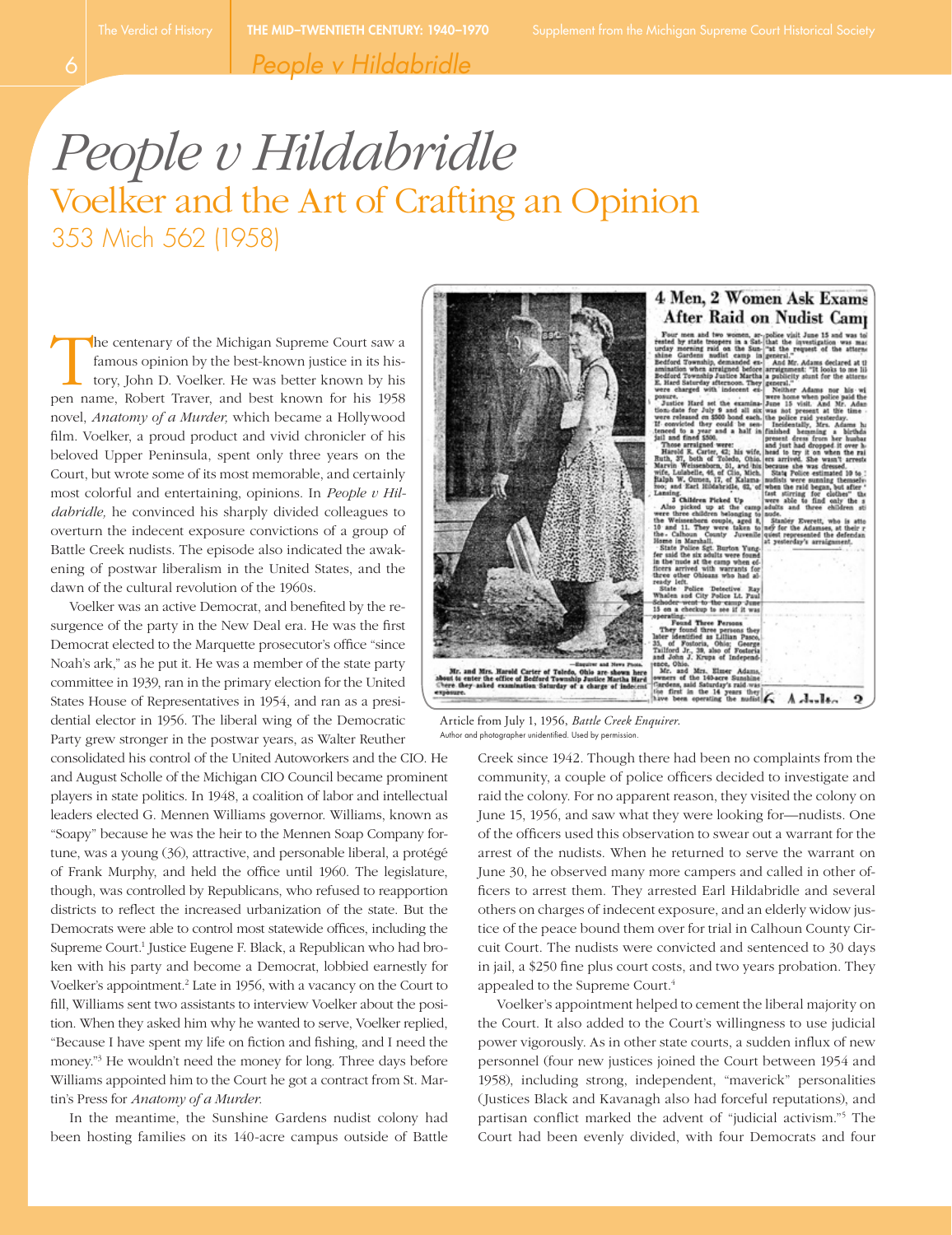／# People v Hildabridle

## Voelker and the Art of Crafting an Opinion

### 353 Mich 562 (1958)

The centenary of the Michigan Supreme Court saw a famous opinion by the best-known justice in its history, John D. Voelker. He was better known by his pen name, Robert Traver, and best known for his 1958 novel, *Anatomy of a Murder,* which became a Hollywood film. Voelker, a proud product and vivid chronicler of his beloved Upper Peninsula, spent only three years on the Court, but wrote some of its most memorable, and certainly most colorful and entertaining, opinions. In *People v Hildabridle,* he convinced his sharply divided colleagues to overturn the indecent exposure convictions of a group of Battle Creek nudists. The episode also indicated the awakening of postwar liberalism in the United States, and the dawn of the cultural revolution of the 1960s.

Voelker was an active Democrat, and benefited by the resurgence of the party in the New Deal era. He was the first Democrat elected to the Marquette prosecutor's office "since Noah's ark," as he put it. He was a member of the state party committee in 1939, ran in the primary election for the United States House of Representatives in 1954, and ran as a presidential elector in 1956. The liberal wing of the Democratic Party grew stronger in the postwar years, as Walter Reuther consolidated his control of the United Autoworkers and the CIO. He and August Scholle of the Michigan CIO Council became prominent players in state politics. In 1948, a coalition of labor and intellectual leaders elected G. Mennen Williams governor. Williams, known as "Soapy" because he was the heir to the Mennen Soap Company fortune, was a young (36), attractive, and personable liberal, a protégé of Frank Murphy, and held the office until 1960. The legislature, though, was controlled by Republicans, who refused to reapportion districts to reflect the increased urbanization of the state. But the Democrats were able to control most statewide offices, including the Supreme Court.[1] Justice Eugene F. Black, a Republican who had broken with his party and become a Democrat, lobbied earnestly for Voelker's appointment.[2] Late in 1956, with a vacancy on the Court to fill, Williams sent two assistants to interview Voelker about the position. When they asked him why he wanted to serve, Voelker replied, "Because I have spent my life on fiction and fishing, and I need the money."[3] He wouldn't need the money for long. Three days before Williams appointed him to the Court he got a contract from St. Martin's Press for *Anatomy of a Murder.*

In the meantime, the Sunshine Gardens nudist colony had been hosting families on its 140-acre campus outside of Battle Creek since 1942. Though there had been no complaints from the community, a couple of police officers decided to investigate and raid the colony. For no apparent reason, they visited the colony on June 15, 1956, and saw what they were looking for—nudists. One of the officers used this observation to swear out a warrant for the arrest of the nudists. When he returned to serve the warrant on June 30, he observed many more campers and called in other officers to arrest them. They arrested Earl Hildabridle and several others on charges of indecent exposure, and an elderly widow justice of the peace bound them over for trial in Calhoun County Circuit Court. The nudists were convicted and sentenced to 30 days in jail, a $250 fine plus court costs, and two years probation. They appealed to the Supreme Court.[4]

Article from July 1, 1956, *Battle Creek Enquirer.*
Author and photographer unidentified. Used by permission.

Voelker's appointment helped to cement the liberal majority on the Court. It also added to the Court's willingness to use judicial power vigorously. As in other state courts, a sudden influx of new personnel (four new justices joined the Court between 1954 and 1958), including strong, independent, "maverick" personalities (Justices Black and Kavanagh also had forceful reputations), and partisan conflict marked the advent of "judicial activism."[5] The Court had been evenly divided, with four Democrats and four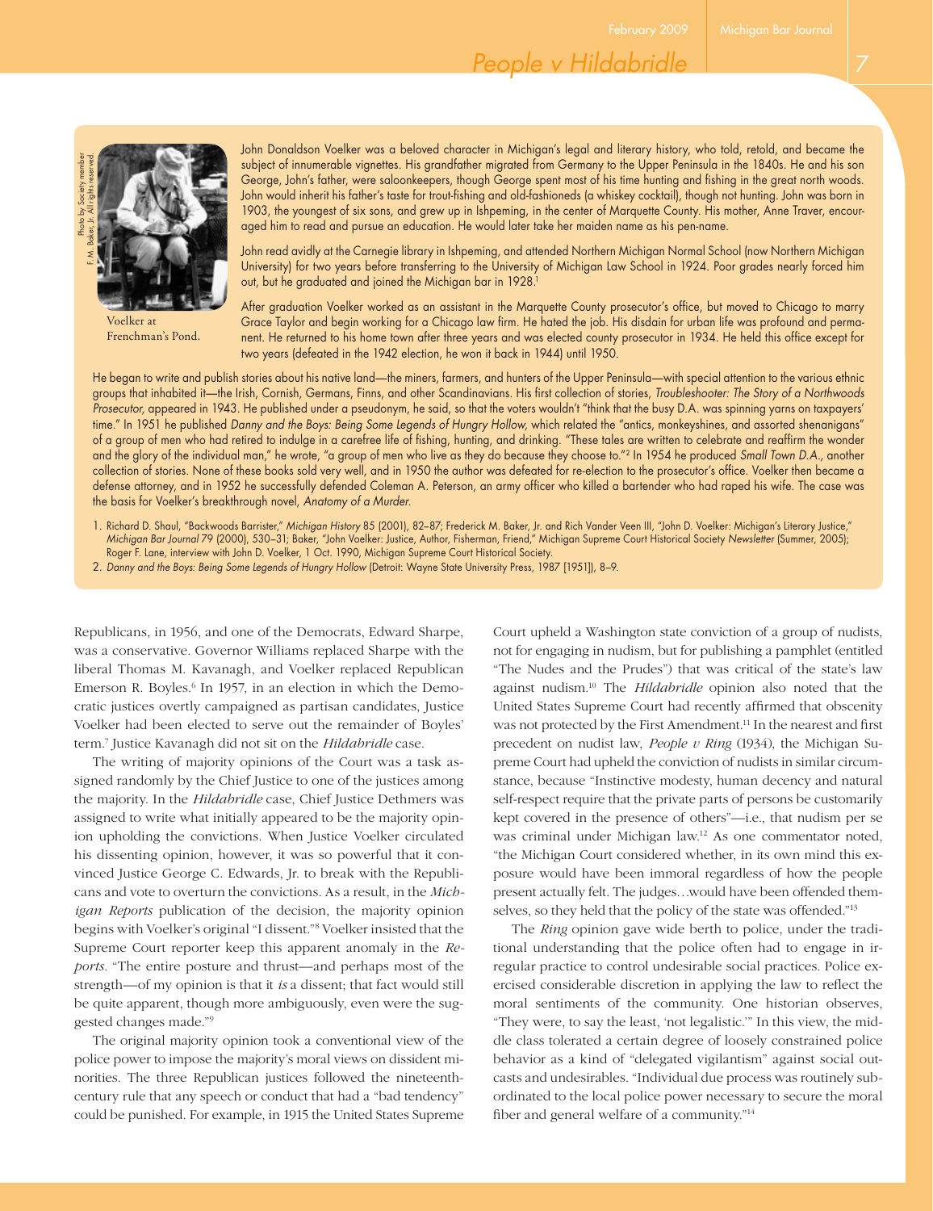Voelker at Frenchman's Pond.

Photo by Society member F. M. Baker, Jr. All rights reserved.

John Donaldson Voelker was a beloved character in Michigan's legal and literary history, who told, retold, and became the subject of innumerable vignettes. His grandfather migrated from Germany to the Upper Peninsula in the 1840s. He and his son George, John's father, were saloonkeepers, though George spent most of his time hunting and fishing in the great north woods. John would inherit his father's taste for trout-fishing and old-fashioneds (a whiskey cocktail), though not hunting. John was born in 1903, the youngest of six sons, and grew up in Ishpeming, in the center of Marquette County. His mother, Anne Traver, encouraged him to read and pursue an education. He would later take her maiden name as his pen-name.

John read avidly at the Carnegie library in Ishpeming, and attended Northern Michigan Normal School (now Northern Michigan University) for two years before transferring to the University of Michigan Law School in 1924. Poor grades nearly forced him out, but he graduated and joined the Michigan bar in 1928.[1]

After graduation Voelker worked as an assistant in the Marquette County prosecutor's office, but moved to Chicago to marry Grace Taylor and begin working for a Chicago law firm. He hated the job. His disdain for urban life was profound and permanent. He returned to his home town after three years and was elected county prosecutor in 1934. He held this office except for two years (defeated in the 1942 election, he won it back in 1944) until 1950.

He began to write and publish stories about his native land—the miners, farmers, and hunters of the Upper Peninsula—with special attention to the various ethnic groups that inhabited it—the Irish, Cornish, Germans, Finns, and other Scandinavians. His first collection of stories, *Troubleshooter: The Story of a Northwoods Prosecutor,* appeared in 1943. He published under a pseudonym, he said, so that the voters wouldn't "think that the busy D.A. was spinning yarns on taxpayers' time." In 1951 he published *Danny and the Boys: Being Some Legends of Hungry Hollow,* which related the "antics, monkeyshines, and assorted shenanigans" of a group of men who had retired to indulge in a carefree life of fishing, hunting, and drinking. "These tales are written to celebrate and reaffirm the wonder and the glory of the individual man," he wrote, "a group of men who live as they do because they choose to."[2] In 1954 he produced *Small Town D.A.*, another collection of stories. None of these books sold very well, and in 1950 the author was defeated for re-election to the prosecutor's office. Voelker then became a defense attorney, and in 1952 he successfully defended Coleman A. Peterson, an army officer who killed a bartender who had raped his wife. The case was the basis for Voelker's breakthrough novel, *Anatomy of a Murder.*

1. Richard D. Shaul, "Backwoods Barrister," *Michigan History* 85 (2001), 82–87; Frederick M. Baker, Jr. and Rich Vander Veen III, "John D. Voelker: Michigan's Literary Justice," *Michigan Bar Journal* 79 (2000), 530–31; Baker, "John Voelker: Justice, Author, Fisherman, Friend," Michigan Supreme Court Historical Society *Newsletter* (Summer, 2005); Roger F. Lane, interview with John D. Voelker, 1 Oct. 1990, Michigan Supreme Court Historical Society.
2. *Danny and the Boys: Being Some Legends of Hungry Hollow* (Detroit: Wayne State University Press, 1987 [1951]), 8–9.

Republicans, in 1956, and one of the Democrats, Edward Sharpe, was a conservative. Governor Williams replaced Sharpe with the liberal Thomas M. Kavanagh, and Voelker replaced Republican Emerson R. Boyles.[6] In 1957, in an election in which the Democratic justices overtly campaigned as partisan candidates, Justice Voelker had been elected to serve out the remainder of Boyles' term.[7] Justice Kavanagh did not sit on the *Hildabridle* case.

The writing of majority opinions of the Court was a task assigned randomly by the Chief Justice to one of the justices among the majority. In the *Hildabridle* case, Chief Justice Dethmers was assigned to write what initially appeared to be the majority opinion upholding the convictions. When Justice Voelker circulated his dissenting opinion, however, it was so powerful that it convinced Justice George C. Edwards, Jr. to break with the Republicans and vote to overturn the convictions. As a result, in the *Michigan Reports* publication of the decision, the majority opinion begins with Voelker's original "I dissent."[8] Voelker insisted that the Supreme Court reporter keep this apparent anomaly in the *Reports.* "The entire posture and thrust—and perhaps most of the strength—of my opinion is that it *is* a dissent; that fact would still be quite apparent, though more ambiguously, even were the suggested changes made."[9]

The original majority opinion took a conventional view of the police power to impose the majority's moral views on dissident minorities. The three Republican justices followed the nineteenth-century rule that any speech or conduct that had a "bad tendency" could be punished. For example, in 1915 the United States Supreme Court upheld a Washington state conviction of a group of nudists, not for engaging in nudism, but for publishing a pamphlet (entitled "The Nudes and the Prudes") that was critical of the state's law against nudism.[10] The *Hildabridle* opinion also noted that the United States Supreme Court had recently affirmed that obscenity was not protected by the First Amendment.[11] In the nearest and first precedent on nudist law, *People v Ring* (1934), the Michigan Supreme Court had upheld the conviction of nudists in similar circumstance, because "Instinctive modesty, human decency and natural self-respect require that the private parts of persons be customarily kept covered in the presence of others"—i.e., that nudism per se was criminal under Michigan law.[12] As one commentator noted, "the Michigan Court considered whether, in its own mind this exposure would have been immoral regardless of how the people present actually felt. The judges…would have been offended themselves, so they held that the policy of the state was offended."[13]

The *Ring* opinion gave wide berth to police, under the traditional understanding that the police often had to engage in irregular practice to control undesirable social practices. Police exercised considerable discretion in applying the law to reflect the moral sentiments of the community. One historian observes, "They were, to say the least, 'not legalistic.'" In this view, the middle class tolerated a certain degree of loosely constrained police behavior as a kind of "delegated vigilantism" against social outcasts and undesirables. "Individual due process was routinely subordinated to the local police power necessary to secure the moral fiber and general welfare of a community."[14]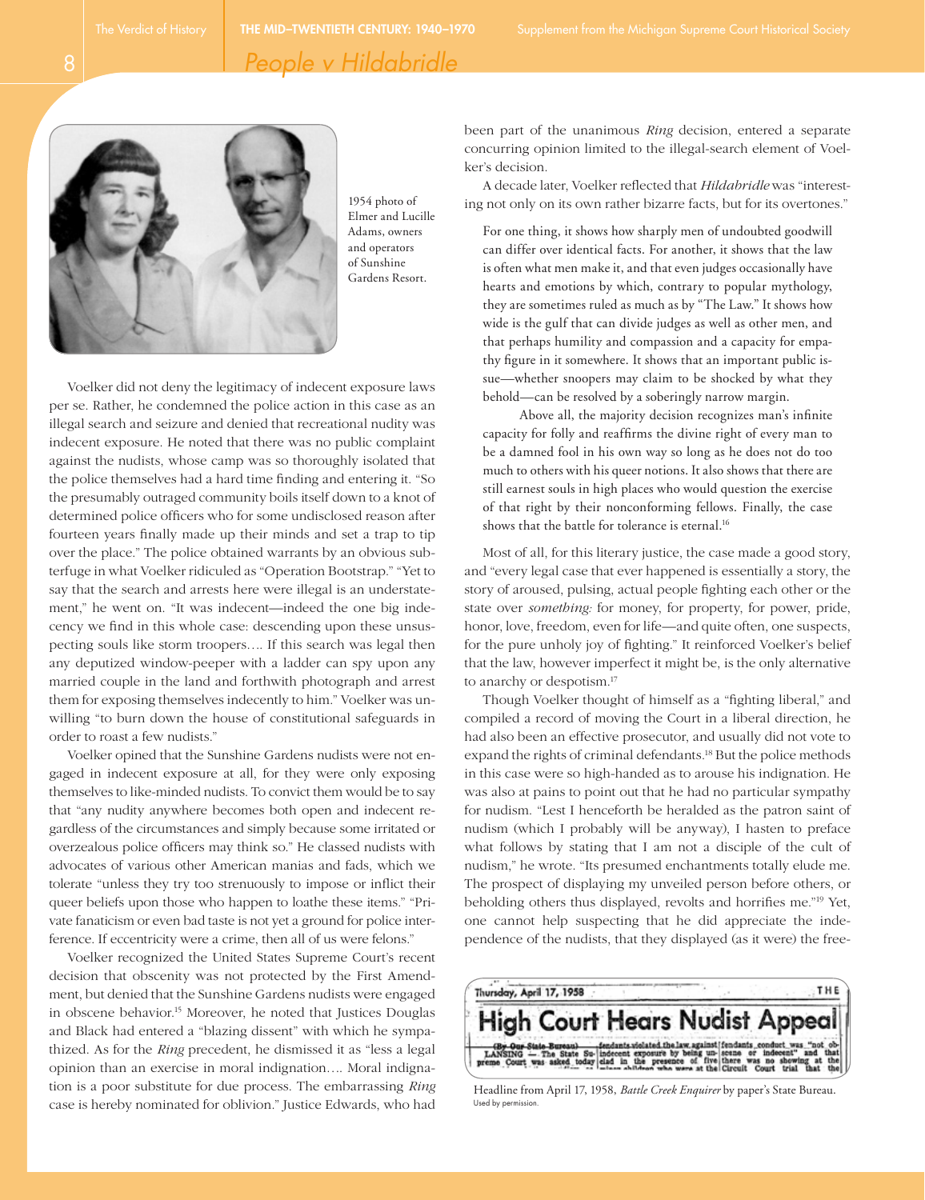1954 photo of Elmer and Lucille Adams, owners and operators of Sunshine Gardens Resort.

Voelker did not deny the legitimacy of indecent exposure laws per se. Rather, he condemned the police action in this case as an illegal search and seizure and denied that recreational nudity was indecent exposure. He noted that there was no public complaint against the nudists, whose camp was so thoroughly isolated that the police themselves had a hard time finding and entering it. "So the presumably outraged community boils itself down to a knot of determined police officers who for some undisclosed reason after fourteen years finally made up their minds and set a trap to tip over the place." The police obtained warrants by an obvious subterfuge in what Voelker ridiculed as "Operation Bootstrap." "Yet to say that the search and arrests here were illegal is an understatement," he went on. "It was indecent—indeed the one big indecency we find in this whole case: descending upon these unsuspecting souls like storm troopers…. If this search was legal then any deputized window-peeper with a ladder can spy upon any married couple in the land and forthwith photograph and arrest them for exposing themselves indecently to him." Voelker was unwilling "to burn down the house of constitutional safeguards in order to roast a few nudists."

Voelker opined that the Sunshine Gardens nudists were not engaged in indecent exposure at all, for they were only exposing themselves to like-minded nudists. To convict them would be to say that "any nudity anywhere becomes both open and indecent regardless of the circumstances and simply because some irritated or overzealous police officers may think so." He classed nudists with advocates of various other American manias and fads, which we tolerate "unless they try too strenuously to impose or inflict their queer beliefs upon those who happen to loathe these items." "Private fanaticism or even bad taste is not yet a ground for police interference. If eccentricity were a crime, then all of us were felons."

Voelker recognized the United States Supreme Court's recent decision that obscenity was not protected by the First Amendment, but denied that the Sunshine Gardens nudists were engaged in obscene behavior.[15] Moreover, he noted that Justices Douglas and Black had entered a "blazing dissent" with which he sympathized. As for the *Ring* precedent, he dismissed it as "less a legal opinion than an exercise in moral indignation…. Moral indignation is a poor substitute for due process. The embarrassing *Ring* case is hereby nominated for oblivion." Justice Edwards, who had been part of the unanimous *Ring* decision, entered a separate concurring opinion limited to the illegal-search element of Voelker's decision.

A decade later, Voelker reflected that *Hildabridle* was "interesting not only on its own rather bizarre facts, but for its overtones."

> For one thing, it shows how sharply men of undoubted goodwill can differ over identical facts. For another, it shows that the law is often what men make it, and that even judges occasionally have hearts and emotions by which, contrary to popular mythology, they are sometimes ruled as much as by "The Law." It shows how wide is the gulf that can divide judges as well as other men, and that perhaps humility and compassion and a capacity for empathy figure in it somewhere. It shows that an important public issue—whether snoopers may claim to be shocked by what they behold—can be resolved by a soberingly narrow margin.
>
> Above all, the majority decision recognizes man's infinite capacity for folly and reaffirms the divine right of every man to be a damned fool in his own way so long as he does not do too much to others with his queer notions. It also shows that there are still earnest souls in high places who would question the exercise of that right by their nonconforming fellows. Finally, the case shows that the battle for tolerance is eternal.[16]

Most of all, for this literary justice, the case made a good story, and "every legal case that ever happened is essentially a story, the story of aroused, pulsing, actual people fighting each other or the state over *something:* for money, for property, for power, pride, honor, love, freedom, even for life—and quite often, one suspects, for the pure unholy joy of fighting." It reinforced Voelker's belief that the law, however imperfect it might be, is the only alternative to anarchy or despotism.[17]

Though Voelker thought of himself as a "fighting liberal," and compiled a record of moving the Court in a liberal direction, he had also been an effective prosecutor, and usually did not vote to expand the rights of criminal defendants.[18] But the police methods in this case were so high-handed as to arouse his indignation. He was also at pains to point out that he had no particular sympathy for nudism. "Lest I henceforth be heralded as the patron saint of nudism (which I probably will be anyway), I hasten to preface what follows by stating that I am not a disciple of the cult of nudism," he wrote. "Its presumed enchantments totally elude me. The prospect of displaying my unveiled person before others, or beholding others thus displayed, revolts and horrifies me."[19] Yet, one cannot help suspecting that he did appreciate the independence of the nudists, that they displayed (as it were) the free-

Thursday, April 17, 1958

**High Court Hears Nudist Appeal**

Headline from April 17, 1958, *Battle Creek Enquirer* by paper's State Bureau. Used by permission.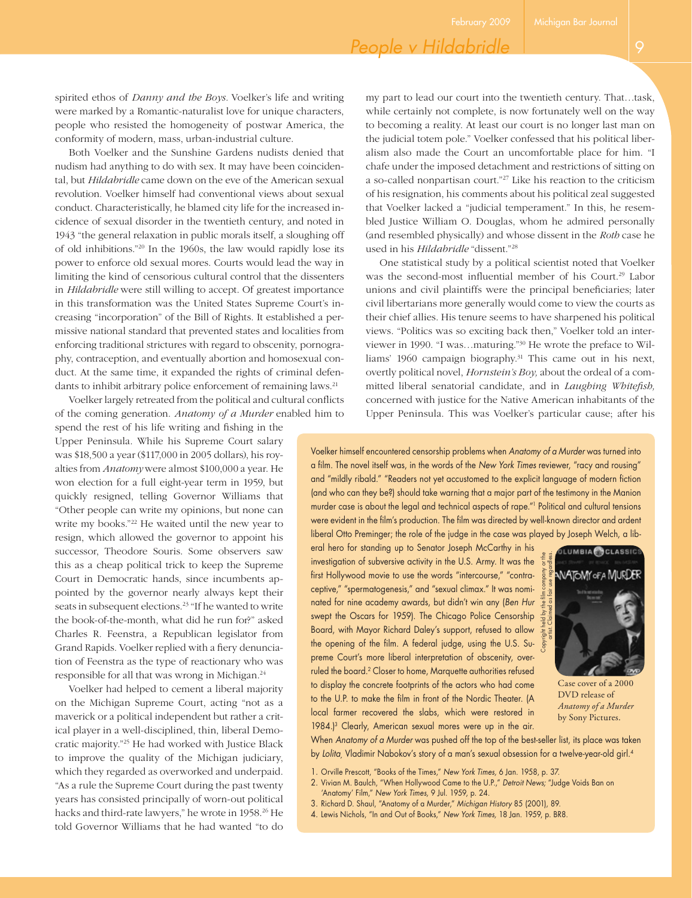spirited ethos of *Danny and the Boys*. Voelker's life and writing were marked by a Romantic-naturalist love for unique characters, people who resisted the homogeneity of postwar America, the conformity of modern, mass, urban-industrial culture.

Both Voelker and the Sunshine Gardens nudists denied that nudism had anything to do with sex. It may have been coincidental, but *Hildabridle* came down on the eve of the American sexual revolution. Voelker himself had conventional views about sexual conduct. Characteristically, he blamed city life for the increased incidence of sexual disorder in the twentieth century, and noted in 1943 "the general relaxation in public morals itself, a sloughing off of old inhibitions."[20] In the 1960s, the law would rapidly lose its power to enforce old sexual mores. Courts would lead the way in limiting the kind of censorious cultural control that the dissenters in *Hildabridle* were still willing to accept. Of greatest importance in this transformation was the United States Supreme Court's increasing "incorporation" of the Bill of Rights. It established a permissive national standard that prevented states and localities from enforcing traditional strictures with regard to obscenity, pornography, contraception, and eventually abortion and homosexual conduct. At the same time, it expanded the rights of criminal defendants to inhibit arbitrary police enforcement of remaining laws.[21]

Voelker largely retreated from the political and cultural conflicts of the coming generation. *Anatomy of a Murder* enabled him to spend the rest of his life writing and fishing in the Upper Peninsula. While his Supreme Court salary was $18,500 a year ($117,000 in 2005 dollars), his royalties from *Anatomy* were almost $100,000 a year. He won election for a full eight-year term in 1959, but quickly resigned, telling Governor Williams that "Other people can write my opinions, but none can write my books."[22] He waited until the new year to resign, which allowed the governor to appoint his successor, Theodore Souris. Some observers saw this as a cheap political trick to keep the Supreme Court in Democratic hands, since incumbents appointed by the governor nearly always kept their seats in subsequent elections.[23] "If he wanted to write the book-of-the-month, what did he run for?" asked Charles R. Feenstra, a Republican legislator from Grand Rapids. Voelker replied with a fiery denunciation of Feenstra as the type of reactionary who was responsible for all that was wrong in Michigan.[24]

Voelker had helped to cement a liberal majority on the Michigan Supreme Court, acting "not as a maverick or a political independent but rather a critical player in a well-disciplined, thin, liberal Democratic majority."[25] He had worked with Justice Black to improve the quality of the Michigan judiciary, which they regarded as overworked and underpaid. "As a rule the Supreme Court during the past twenty years has consisted principally of worn-out political hacks and third-rate lawyers," he wrote in 1958.[26] He told Governor Williams that he had wanted "to do my part to lead our court into the twentieth century. That…task, while certainly not complete, is now fortunately well on the way to becoming a reality. At least our court is no longer last man on the judicial totem pole." Voelker confessed that his political liberalism also made the Court an uncomfortable place for him. "I chafe under the imposed detachment and restrictions of sitting on a so-called nonpartisan court."[27] Like his reaction to the criticism of his resignation, his comments about his political zeal suggested that Voelker lacked a "judicial temperament." In this, he resembled Justice William O. Douglas, whom he admired personally (and resembled physically) and whose dissent in the *Roth* case he used in his *Hildabridle* "dissent."[28]

One statistical study by a political scientist noted that Voelker was the second-most influential member of his Court.[29] Labor unions and civil plaintiffs were the principal beneficiaries; later civil libertarians more generally would come to view the courts as their chief allies. His tenure seems to have sharpened his political views. "Politics was so exciting back then," Voelker told an interviewer in 1990. "I was…maturing."[30] He wrote the preface to Williams' 1960 campaign biography.[31] This came out in his next, overtly political novel, *Hornstein's Boy,* about the ordeal of a committed liberal senatorial candidate, and in *Laughing Whitefish,* concerned with justice for the Native American inhabitants of the Upper Peninsula. This was Voelker's particular cause; after his

---

Voelker himself encountered censorship problems when *Anatomy of a Murder* was turned into a film. The novel itself was, in the words of the *New York Times* reviewer, "racy and rousing" and "mildly ribald." "Readers not yet accustomed to the explicit language of modern fiction (and who can they be?) should take warning that a major part of the testimony in the Manion murder case is about the legal and technical aspects of rape."[1] Political and cultural tensions were evident in the film's production. The film was directed by well-known director and ardent liberal Otto Preminger; the role of the judge in the case was played by Joseph Welch, a liberal hero for standing up to Senator Joseph McCarthy in his investigation of subversive activity in the U.S. Army. It was the first Hollywood movie to use the words "intercourse," "contraceptive," "spermatogenesis," and "sexual climax." It was nominated for nine academy awards, but didn't win any (*Ben Hur* swept the Oscars for 1959). The Chicago Police Censorship Board, with Mayor Richard Daley's support, refused to allow the opening of the film. A federal judge, using the U.S. Supreme Court's more liberal interpretation of obscenity, overruled the board.[2] Closer to home, Marquette authorities refused to display the concrete footprints of the actors who had come to the U.P. to make the film in front of the Nordic Theater. (A local farmer recovered the slabs, which were restored in 1984.)[3] Clearly, American sexual mores were up in the air. When *Anatomy of a Murder* was pushed off the top of the best-seller list, its place was taken by *Lolita,* Vladimir Nabokov's story of a man's sexual obsession for a twelve-year-old girl.[4]

Copyright held by the film company or the artist. Claimed as fair use regardless.

Case cover of a 2000 DVD release of *Anatomy of a Murder* by Sony Pictures.

1. Orville Prescott, "Books of the Times," *New York Times,* 6 Jan. 1958, p. 37.
2. Vivian M. Baulch, "When Hollywood Came to the U.P.," *Detroit News;* "Judge Voids Ban on 'Anatomy' Film," *New York Times,* 9 Jul. 1959, p. 24.
3. Richard D. Shaul, "Anatomy of a Murder," *Michigan History* 85 (2001), 89.
4. Lewis Nichols, "In and Out of Books," *New York Times,* 18 Jan. 1959, p. BR8.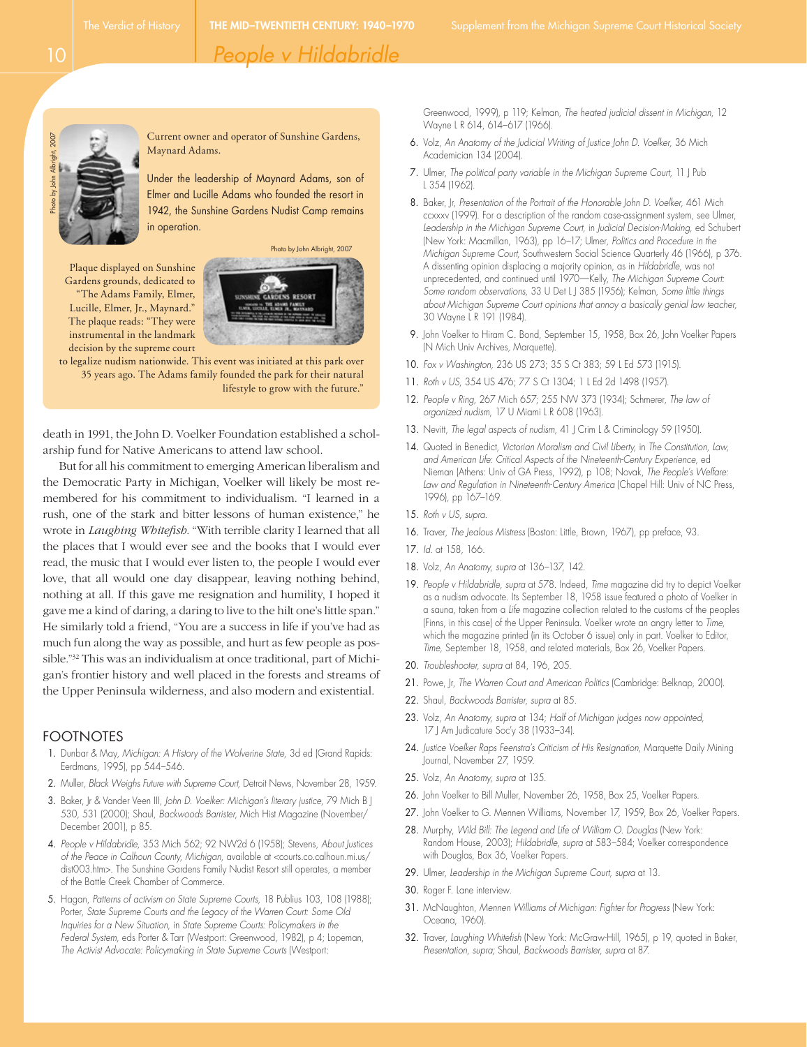Photo by John Albright, 2007

Current owner and operator of Sunshine Gardens, Maynard Adams.

Under the leadership of Maynard Adams, son of Elmer and Lucille Adams who founded the resort in 1942, the Sunshine Gardens Nudist Camp remains in operation.

Photo by John Albright, 2007

Plaque displayed on Sunshine Gardens grounds, dedicated to "The Adams Family, Elmer, Lucille, Elmer, Jr., Maynard." The plaque reads: "They were instrumental in the landmark decision by the supreme court to legalize nudism nationwide. This event was initiated at this park over 35 years ago. The Adams family founded the park for their natural lifestyle to grow with the future."

death in 1991, the John D. Voelker Foundation established a scholarship fund for Native Americans to attend law school.

But for all his commitment to emerging American liberalism and the Democratic Party in Michigan, Voelker will likely be most remembered for his commitment to individualism. "I learned in a rush, one of the stark and bitter lessons of human existence," he wrote in *Laughing Whitefish*. "With terrible clarity I learned that all the places that I would ever see and the books that I would ever read, the music that I would ever listen to, the people I would ever love, that all would one day disappear, leaving nothing behind, nothing at all. If this gave me resignation and humility, I hoped it gave me a kind of daring, a daring to live to the hilt one's little span." He similarly told a friend, "You are a success in life if you've had as much fun along the way as possible, and hurt as few people as possible."[32] This was an individualism at once traditional, part of Michigan's frontier history and well placed in the forests and streams of the Upper Peninsula wilderness, and also modern and existential.

## FOOTNOTES

1. Dunbar & May, *Michigan: A History of the Wolverine State*, 3d ed (Grand Rapids: Eerdmans, 1995), pp 544–546.
2. Muller, *Black Weighs Future with Supreme Court*, Detroit News, November 28, 1959.
3. Baker, Jr & Vander Veen III, *John D. Voelker: Michigan's literary justice*, 79 Mich B J 530, 531 (2000); Shaul, *Backwoods Barrister*, Mich Hist Magazine (November/December 2001), p 85.
4. *People v Hildabridle*, 353 Mich 562; 92 NW2d 6 (1958); Stevens, *About Justices of the Peace in Calhoun County, Michigan*, available at <courts.co.calhoun.mi.us/dist003.htm>. The Sunshine Gardens Family Nudist Resort still operates, a member of the Battle Creek Chamber of Commerce.
5. Hagan, *Patterns of activism on State Supreme Courts*, 18 Publius 103, 108 (1988); Porter, *State Supreme Courts and the Legacy of the Warren Court: Some Old Inquiries for a New Situation*, in *State Supreme Courts: Policymakers in the Federal System*, eds Porter & Tarr (Westport: Greenwood, 1982), p 4; Lopeman, *The Activist Advocate: Policymaking in State Supreme Courts* (Westport: Greenwood, 1999), p 119; Kelman, *The heated judicial dissent in Michigan*, 12 Wayne L R 614, 614–617 (1966).
6. Volz, *An Anatomy of the Judicial Writing of Justice John D. Voelker*, 36 Mich Academician 134 (2004).
7. Ulmer, *The political party variable in the Michigan Supreme Court*, 11 J Pub L 354 (1962).
8. Baker, Jr, *Presentation of the Portrait of the Honorable John D. Voelker*, 461 Mich ccxxxv (1999). For a description of the random case-assignment system, see Ulmer, *Leadership in the Michigan Supreme Court*, in *Judicial Decision-Making*, ed Schubert (New York: Macmillan, 1963), pp 16–17; Ulmer, *Politics and Procedure in the Michigan Supreme Court*, Southwestern Social Science Quarterly 46 (1966), p 376. A dissenting opinion displacing a majority opinion, as in *Hildabridle*, was not unprecedented, and continued until 1970—Kelly, *The Michigan Supreme Court: Some random observations*, 33 U Det L J 385 (1956); Kelman, *Some little things about Michigan Supreme Court opinions that annoy a basically genial law teacher*, 30 Wayne L R 191 (1984).
9. John Voelker to Hiram C. Bond, September 15, 1958, Box 26, John Voelker Papers (N Mich Univ Archives, Marquette).
10. *Fox v Washington*, 236 US 273; 35 S Ct 383; 59 L Ed 573 (1915).
11. *Roth v US*, 354 US 476; 77 S Ct 1304; 1 L Ed 2d 1498 (1957).
12. *People v Ring*, 267 Mich 657; 255 NW 373 (1934); Schmerer, *The law of organized nudism*, 17 U Miami L R 608 (1963).
13. Nevitt, *The legal aspects of nudism*, 41 J Crim L & Criminology 59 (1950).
14. Quoted in Benedict, *Victorian Moralism and Civil Liberty*, in *The Constitution, Law, and American Life: Critical Aspects of the Nineteenth-Century Experience*, ed Nieman (Athens: Univ of GA Press, 1992), p 108; Novak, *The People's Welfare: Law and Regulation in Nineteenth-Century America* (Chapel Hill: Univ of NC Press, 1996), pp 167–169.
15. *Roth v US, supra.*
16. Traver, *The Jealous Mistress* (Boston: Little, Brown, 1967), pp preface, 93.
17. *Id.* at 158, 166.
18. Volz, *An Anatomy, supra* at 136–137, 142.
19. *People v Hildabridle, supra* at 578. Indeed, *Time* magazine did try to depict Voelker as a nudism advocate. Its September 18, 1958 issue featured a photo of Voelker in a sauna, taken from a *Life* magazine collection related to the customs of the peoples (Finns, in this case) of the Upper Peninsula. Voelker wrote an angry letter to *Time*, which the magazine printed (in its October 6 issue) only in part. Voelker to Editor, *Time*, September 18, 1958, and related materials, Box 26, Voelker Papers.
20. *Troubleshooter, supra* at 84, 196, 205.
21. Powe, Jr, *The Warren Court and American Politics* (Cambridge: Belknap, 2000).
22. Shaul, *Backwoods Barrister, supra* at 85.
23. Volz, *An Anatomy, supra* at 134; *Half of Michigan judges now appointed*, 17 J Am Judicature Soc'y 38 (1933–34).
24. *Justice Voelker Raps Feenstra's Criticism of His Resignation*, Marquette Daily Mining Journal, November 27, 1959.
25. Volz, *An Anatomy, supra* at 135.
26. John Voelker to Bill Muller, November 26, 1958, Box 25, Voelker Papers.
27. John Voelker to G. Mennen Williams, November 17, 1959, Box 26, Voelker Papers.
28. Murphy, *Wild Bill: The Legend and Life of William O. Douglas* (New York: Random House, 2003); *Hildabridle, supra* at 583–584; Voelker correspondence with Douglas, Box 36, Voelker Papers.
29. Ulmer, *Leadership in the Michigan Supreme Court, supra* at 13.
30. Roger F. Lane interview.
31. McNaughton, *Mennen Williams of Michigan: Fighter for Progress* (New York: Oceana, 1960).
32. Traver, *Laughing Whitefish* (New York: McGraw-Hill, 1965), p 19, quoted in Baker, *Presentation, supra;* Shaul, *Backwoods Barrister, supra* at 87.